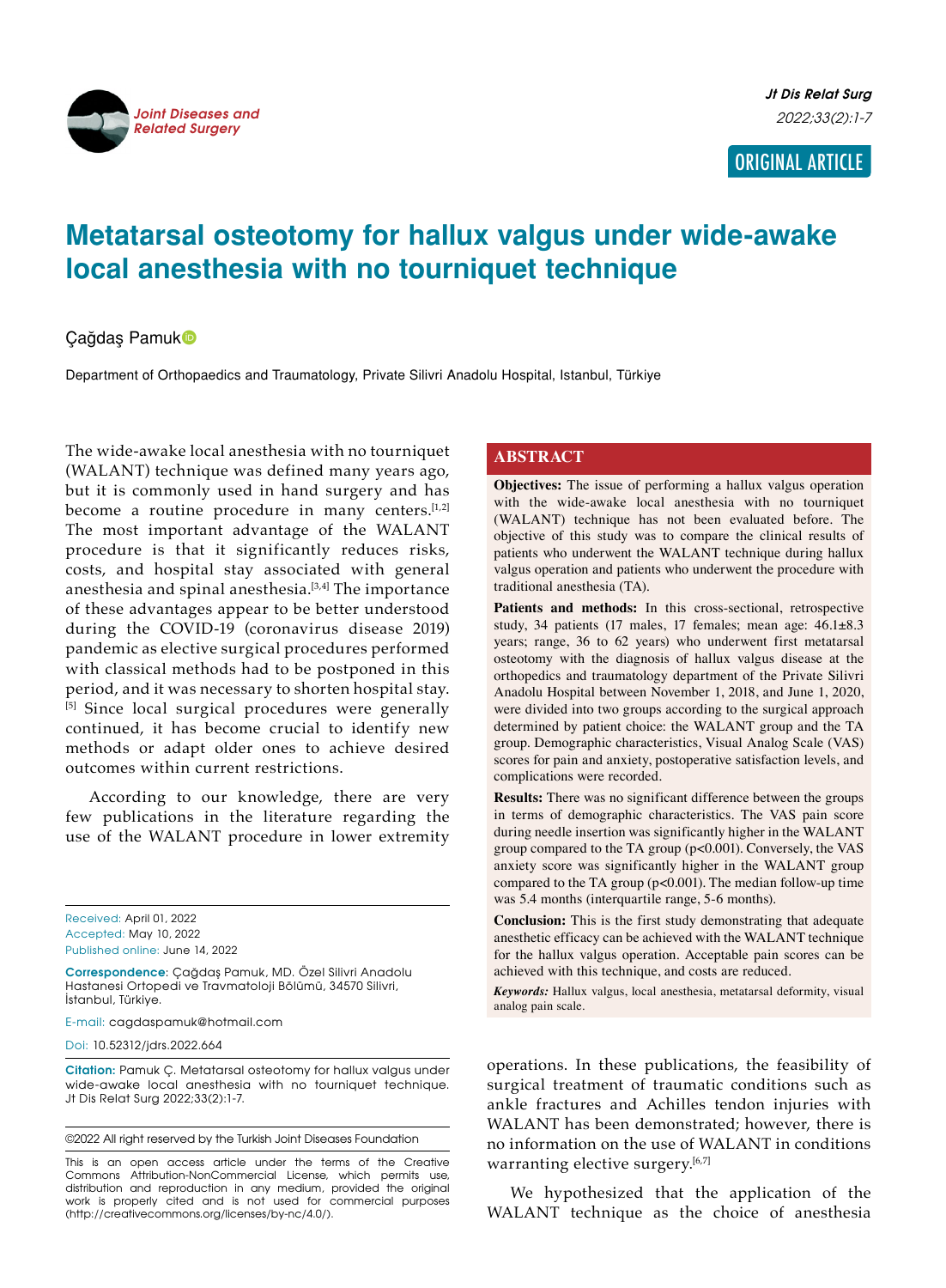ORIGINAL ARTICLE

# Metatarsal osteotomy for hallux valgus under wide-awake local anesthesia with no tourniquet technique

Çağdaş Pamuk

Department of Orthopaedics and Traumatology, Private Silivri Anadolu Hospital, Istanbul, Türkiye

## ABSTRACT

**Objectives:** The issue of performing a hallux valgus operation with the wide-awake local anesthesia with no tourniquet (WALANT) technique has not been evaluated before. The objective of this study was to compare the clinical results of patients who underwent the WALANT technique during hallux valgus operation and patients who underwent the procedure with traditional anesthesia (TA).

**Patients and methods:** In this cross-sectional, retrospective study, 34 patients (17 males, 17 females; mean age: 46.1±8.3 years; range, 36 to 62 years) who underwent first metatarsal osteotomy with the diagnosis of hallux valgus disease at the orthopedics and traumatology department of the Private Silivri Anadolu Hospital between November 1, 2018, and June 1, 2020, were divided into two groups according to the surgical approach determined by patient choice: the WALANT group and the TA group. Demographic characteristics, Visual Analog Scale (VAS) scores for pain and anxiety, postoperative satisfaction levels, and complications were recorded.

**Results:** There was no significant difference between the groups in terms of demographic characteristics. The VAS pain score during needle insertion was significantly higher in the WALANT group compared to the TA group (p<0.001). Conversely, the VAS anxiety score was significantly higher in the WALANT group compared to the TA group (p<0.001). The median follow-up time was 5.4 months (interquartile range, 5-6 months).

**Conclusion:** This is the first study demonstrating that adequate anesthetic efficacy can be achieved with the WALANT technique for the hallux valgus operation. Acceptable pain scores can be achieved with this technique, and costs are reduced.

***Keywords:*** Hallux valgus, local anesthesia, metatarsal deformity, visual analog pain scale.

The wide-awake local anesthesia with no tourniquet (WALANT) technique was defined many years ago, but it is commonly used in hand surgery and has become a routine procedure in many centers.[1,2] The most important advantage of the WALANT procedure is that it significantly reduces risks, costs, and hospital stay associated with general anesthesia and spinal anesthesia.[3,4] The importance of these advantages appear to be better understood during the COVID-19 (coronavirus disease 2019) pandemic as elective surgical procedures performed with classical methods had to be postponed in this period, and it was necessary to shorten hospital stay.[5] Since local surgical procedures were generally continued, it has become crucial to identify new methods or adapt older ones to achieve desired outcomes within current restrictions.

According to our knowledge, there are very few publications in the literature regarding the use of the WALANT procedure in lower extremity operations. In these publications, the feasibility of surgical treatment of traumatic conditions such as ankle fractures and Achilles tendon injuries with WALANT has been demonstrated; however, there is no information on the use of WALANT in conditions warranting elective surgery.[6,7]

We hypothesized that the application of the WALANT technique as the choice of anesthesia

Received: April 01, 2022
Accepted: May 10, 2022
Published online: June 14, 2022

**Correspondence**: Çağdaş Pamuk, MD. Özel Silivri Anadolu Hastanesi Ortopedi ve Travmatoloji Bölümü, 34570 Silivri, İstanbul, Türkiye.

E-mail: cagdaspamuk@hotmail.com

Doi: 10.52312/jdrs.2022.664

**Citation:** Pamuk Ç. Metatarsal osteotomy for hallux valgus under wide-awake local anesthesia with no tourniquet technique. Jt Dis Relat Surg 2022;33(2):1-7.

©2022 All right reserved by the Turkish Joint Diseases Foundation

This is an open access article under the terms of the Creative Commons Attribution-NonCommercial License, which permits use, distribution and reproduction in any medium, provided the original work is properly cited and is not used for commercial purposes (http://creativecommons.org/licenses/by-nc/4.0/).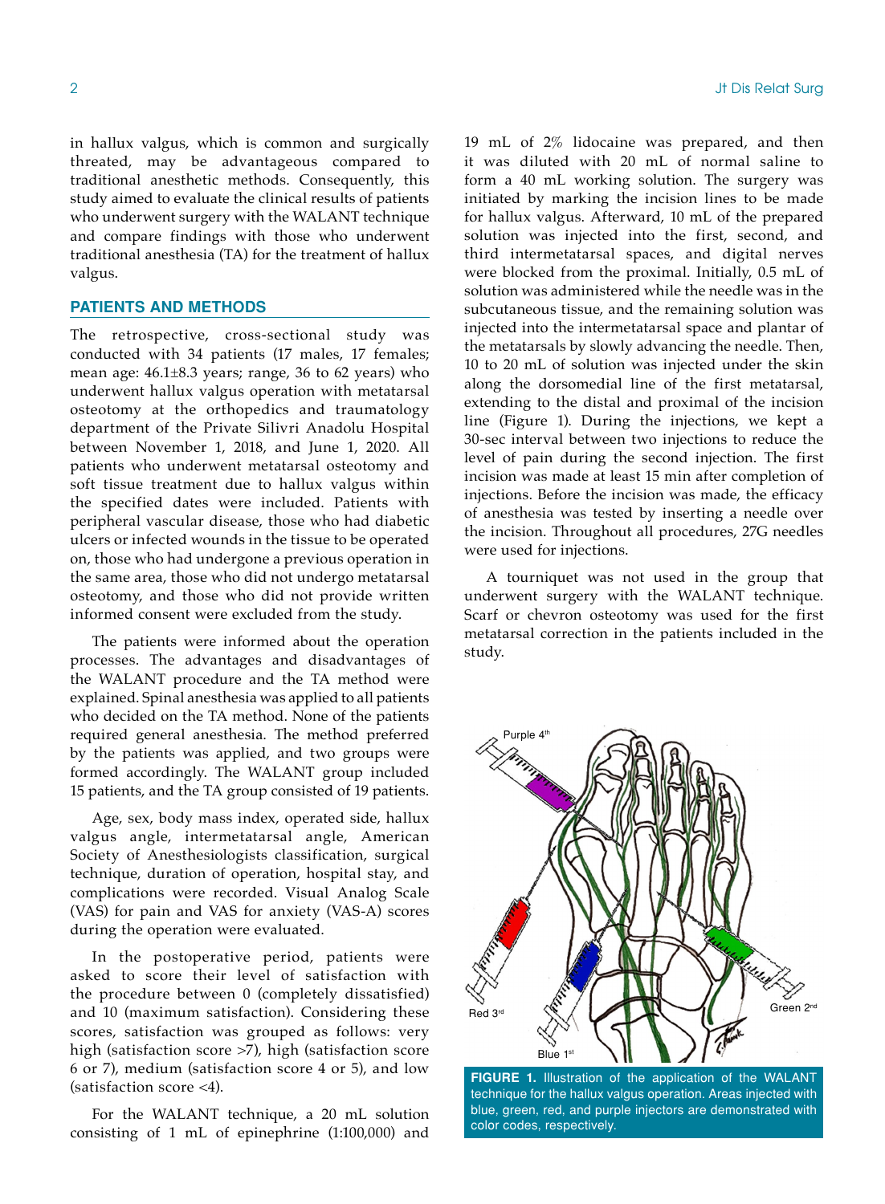in hallux valgus, which is common and surgically threated, may be advantageous compared to traditional anesthetic methods. Consequently, this study aimed to evaluate the clinical results of patients who underwent surgery with the WALANT technique and compare findings with those who underwent traditional anesthesia (TA) for the treatment of hallux valgus.

## PATIENTS AND METHODS

The retrospective, cross-sectional study was conducted with 34 patients (17 males, 17 females; mean age: 46.1±8.3 years; range, 36 to 62 years) who underwent hallux valgus operation with metatarsal osteotomy at the orthopedics and traumatology department of the Private Silivri Anadolu Hospital between November 1, 2018, and June 1, 2020. All patients who underwent metatarsal osteotomy and soft tissue treatment due to hallux valgus within the specified dates were included. Patients with peripheral vascular disease, those who had diabetic ulcers or infected wounds in the tissue to be operated on, those who had undergone a previous operation in the same area, those who did not undergo metatarsal osteotomy, and those who did not provide written informed consent were excluded from the study.

The patients were informed about the operation processes. The advantages and disadvantages of the WALANT procedure and the TA method were explained. Spinal anesthesia was applied to all patients who decided on the TA method. None of the patients required general anesthesia. The method preferred by the patients was applied, and two groups were formed accordingly. The WALANT group included 15 patients, and the TA group consisted of 19 patients.

Age, sex, body mass index, operated side, hallux valgus angle, intermetatarsal angle, American Society of Anesthesiologists classification, surgical technique, duration of operation, hospital stay, and complications were recorded. Visual Analog Scale (VAS) for pain and VAS for anxiety (VAS-A) scores during the operation were evaluated.

In the postoperative period, patients were asked to score their level of satisfaction with the procedure between 0 (completely dissatisfied) and 10 (maximum satisfaction). Considering these scores, satisfaction was grouped as follows: very high (satisfaction score >7), high (satisfaction score 6 or 7), medium (satisfaction score 4 or 5), and low (satisfaction score <4).

For the WALANT technique, a 20 mL solution consisting of 1 mL of epinephrine (1:100,000) and 19 mL of 2% lidocaine was prepared, and then it was diluted with 20 mL of normal saline to form a 40 mL working solution. The surgery was initiated by marking the incision lines to be made for hallux valgus. Afterward, 10 mL of the prepared solution was injected into the first, second, and third intermetatarsal spaces, and digital nerves were blocked from the proximal. Initially, 0.5 mL of solution was administered while the needle was in the subcutaneous tissue, and the remaining solution was injected into the intermetatarsal space and plantar of the metatarsals by slowly advancing the needle. Then, 10 to 20 mL of solution was injected under the skin along the dorsomedial line of the first metatarsal, extending to the distal and proximal of the incision line (Figure 1). During the injections, we kept a 30-sec interval between two injections to reduce the level of pain during the second injection. The first incision was made at least 15 min after completion of injections. Before the incision was made, the efficacy of anesthesia was tested by inserting a needle over the incision. Throughout all procedures, 27G needles were used for injections.

A tourniquet was not used in the group that underwent surgery with the WALANT technique. Scarf or chevron osteotomy was used for the first metatarsal correction in the patients included in the study.

**FIGURE 1.** Illustration of the application of the WALANT technique for the hallux valgus operation. Areas injected with blue, green, red, and purple injectors are demonstrated with color codes, respectively.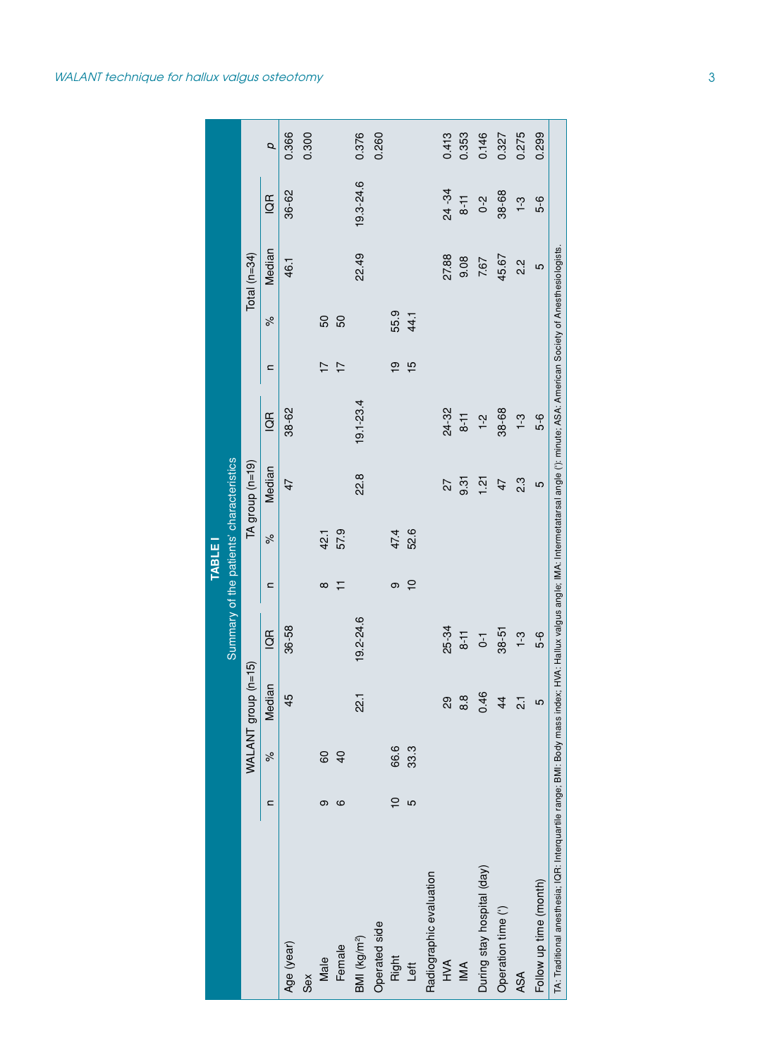**TABLE I**

Summary of the patients' characteristics

| | WALANT group (n=15) | | | | TA group (n=19) | | | | Total (n=34) | | | | |
|---|---|---|---|---|---|---|---|---|---|---|---|---|---|
| | n | % | Median | IQR | n | % | Median | IQR | n | % | Median | IQR | *p* |
| Age (year) | | | 45 | 36-58 | | | 47 | 38-62 | | | 46.1 | 36-62 | 0.366 |
| Sex | | | | | | | | | | | | | 0.300 |
| Male | 9 | 60 | | | 8 | 42.1 | | | 17 | 50 | | | |
| Female | 6 | 40 | | | 11 | 57.9 | | | 17 | 50 | | | |
| BMI (kg/m$^2$) | | | 22.1 | 19.2-24.6 | | | 22.8 | 19.1-23.4 | | | 22.49 | 19.3-24.6 | 0.376 |
| Operated side | | | | | | | | | | | | | 0.260 |
| Right | 10 | 66.6 | | | 9 | 47.4 | | | 19 | 55.9 | | | |
| Left | 5 | 33.3 | | | 10 | 52.6 | | | 15 | 44.1 | | | |
| Radiographic evaluation | | | | | | | | | | | | | |
| HVA | | | 29 | 25-34 | | | 27 | 24-32 | | | 27.88 | 24 -34 | 0.413 |
| IMA | | | 8.8 | 8-11 | | | 9.31 | 8-11 | | | 9.08 | 8-11 | 0.353 |
| During stay hospital (day) | | | 0.46 | 0-1 | | | 1.21 | 1-2 | | | 7.67 | 0-2 | 0.146 |
| Operation time (') | | | 44 | 38-51 | | | 47 | 38-68 | | | 45.67 | 38-68 | 0.327 |
| ASA | | | 2.1 | 1-3 | | | 2.3 | 1-3 | | | 2.2 | 1-3 | 0.275 |
| Follow up time (month) | | | 5 | 5-6 | | | 5 | 5-6 | | | 5 | 5-6 | 0.299 |

TA: Traditional anesthesia; IQR: Interquartile range; BMI: Body mass index; HVA: Hallux valgus angle; IMA: Intermetatarsal angle ('): minute; ASA: American Society of Anesthesiologists.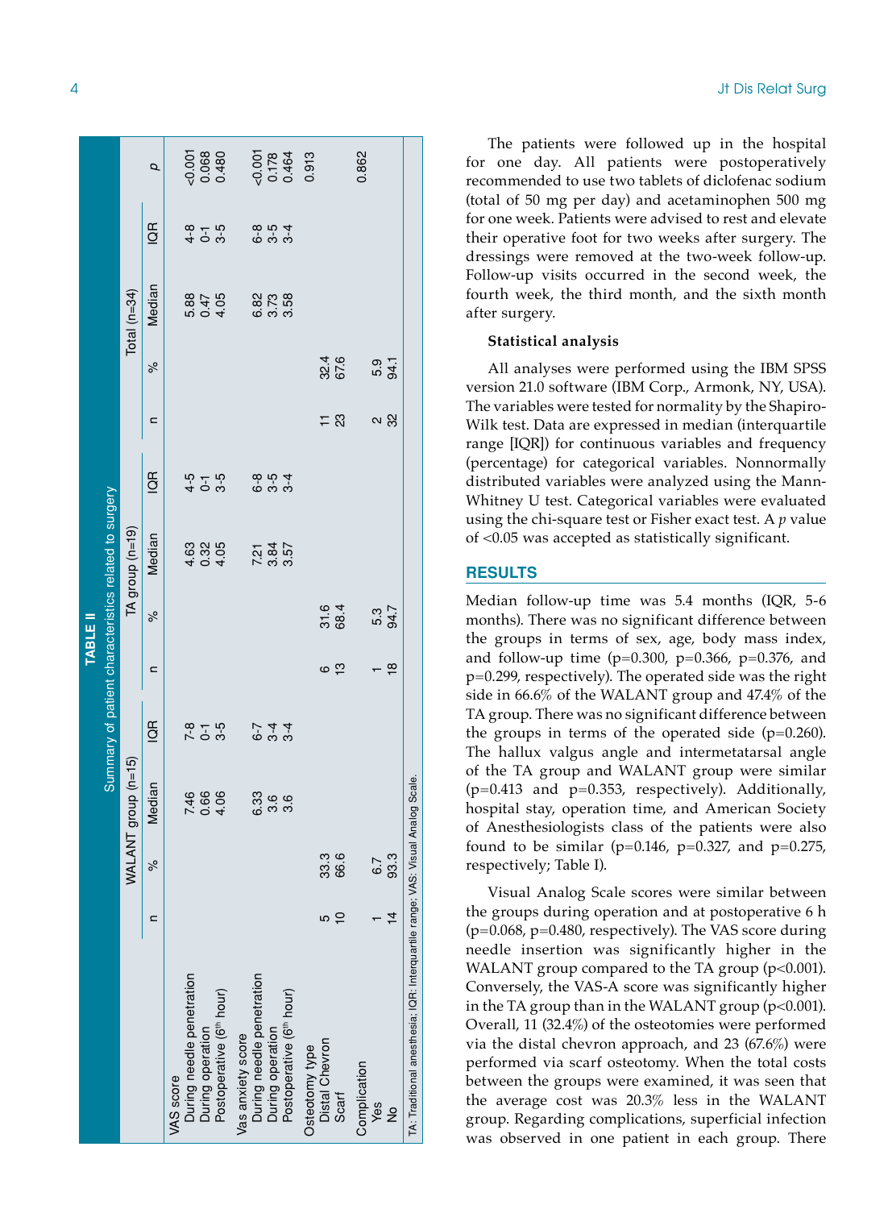**TABLE II**

Summary of patient characteristics related to surgery

| | WALANT group (n=15) | | | | TA group (n=19) | | | | Total (n=34) | | | | |
|---|---|---|---|---|---|---|---|---|---|---|---|---|---|
| | n | % | Median | IQR | n | % | Median | IQR | n | % | Median | IQR | *p* |
| VAS score | | | | | | | | | | | | | |
| During needle penetration | | | 7.46 | 7-8 | | | 4.63 | 4-5 | | | 5.88 | 4-8 | <0.001 |
| During operation | | | 0.66 | 0-1 | | | 0.32 | 0-1 | | | 0.47 | 0-1 | 0.068 |
| Postoperative (6th hour) | | | 4.06 | 3-5 | | | 4.05 | 3-5 | | | 4.05 | 3-5 | 0.480 |
| Vas anxiety score | | | | | | | | | | | | | |
| During needle penetration | | | 6.33 | 6-7 | | | 7.21 | 6-8 | | | 6.82 | 6-8 | <0.001 |
| During operation | | | 3.6 | 3-4 | | | 3.84 | 3-5 | | | 3.73 | 3-5 | 0.178 |
| Postoperative (6th hour) | | | 3.6 | 3-4 | | | 3.57 | 3-4 | | | 3.58 | 3-4 | 0.464 |
| Osteotomy type | | | | | | | | | | | | | 0.913 |
| Distal Chevron | 5 | 33.3 | | | 6 | 31.6 | | | 11 | 32.4 | | | |
| Scarf | 10 | 66.6 | | | 13 | 68.4 | | | 23 | 67.6 | | | |
| Complication | | | | | | | | | | | | | 0.862 |
| Yes | 1 | 6.7 | | | 1 | 5.3 | | | 2 | 5.9 | | | |
| No | 14 | 93.3 | | | 18 | 94.7 | | | 32 | 94.1 | | | |

TA: Traditional anesthesia; IQR: Interquartile range; VAS: Visual Analog Scale.

The patients were followed up in the hospital for one day. All patients were postoperatively recommended to use two tablets of diclofenac sodium (total of 50 mg per day) and acetaminophen 500 mg for one week. Patients were advised to rest and elevate their operative foot for two weeks after surgery. The dressings were removed at the two-week follow-up. Follow-up visits occurred in the second week, the fourth week, the third month, and the sixth month after surgery.

### Statistical analysis

All analyses were performed using the IBM SPSS version 21.0 software (IBM Corp., Armonk, NY, USA). The variables were tested for normality by the Shapiro-Wilk test. Data are expressed in median (interquartile range [IQR]) for continuous variables and frequency (percentage) for categorical variables. Nonnormally distributed variables were analyzed using the Mann-Whitney U test. Categorical variables were evaluated using the chi-square test or Fisher exact test. A *p* value of <0.05 was accepted as statistically significant.

## RESULTS

Median follow-up time was 5.4 months (IQR, 5-6 months). There was no significant difference between the groups in terms of sex, age, body mass index, and follow-up time (p=0.300, p=0.366, p=0.376, and p=0.299, respectively). The operated side was the right side in 66.6% of the WALANT group and 47.4% of the TA group. There was no significant difference between the groups in terms of the operated side (p=0.260). The hallux valgus angle and intermetatarsal angle of the TA group and WALANT group were similar (p=0.413 and p=0.353, respectively). Additionally, hospital stay, operation time, and American Society of Anesthesiologists class of the patients were also found to be similar (p=0.146, p=0.327, and p=0.275, respectively; Table I).

Visual Analog Scale scores were similar between the groups during operation and at postoperative 6 h (p=0.068, p=0.480, respectively). The VAS score during needle insertion was significantly higher in the WALANT group compared to the TA group (p<0.001). Conversely, the VAS-A score was significantly higher in the TA group than in the WALANT group (p<0.001). Overall, 11 (32.4%) of the osteotomies were performed via the distal chevron approach, and 23 (67.6%) were performed via scarf osteotomy. When the total costs between the groups were examined, it was seen that the average cost was 20.3% less in the WALANT group. Regarding complications, superficial infection was observed in one patient in each group. There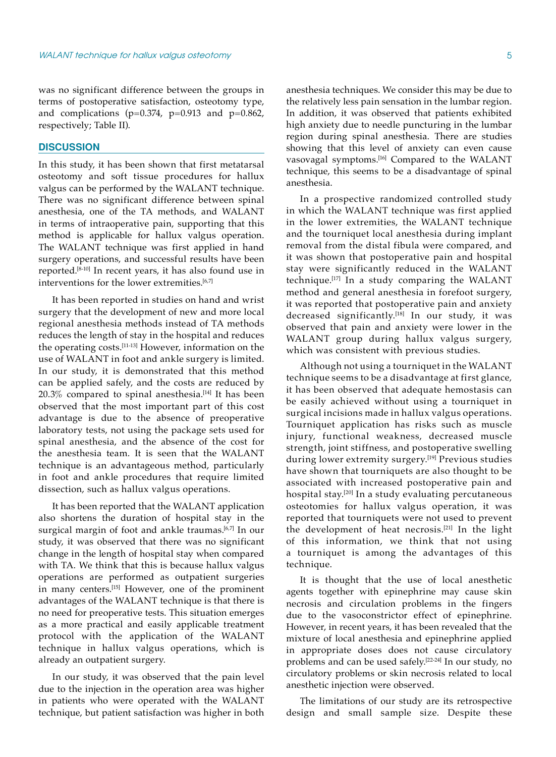was no significant difference between the groups in terms of postoperative satisfaction, osteotomy type, and complications (p=0.374, p=0.913 and p=0.862, respectively; Table II).

## DISCUSSION

In this study, it has been shown that first metatarsal osteotomy and soft tissue procedures for hallux valgus can be performed by the WALANT technique. There was no significant difference between spinal anesthesia, one of the TA methods, and WALANT in terms of intraoperative pain, supporting that this method is applicable for hallux valgus operation. The WALANT technique was first applied in hand surgery operations, and successful results have been reported.[8-10] In recent years, it has also found use in interventions for the lower extremities.[6,7]

It has been reported in studies on hand and wrist surgery that the development of new and more local regional anesthesia methods instead of TA methods reduces the length of stay in the hospital and reduces the operating costs.[11-13] However, information on the use of WALANT in foot and ankle surgery is limited. In our study, it is demonstrated that this method can be applied safely, and the costs are reduced by 20.3% compared to spinal anesthesia.[14] It has been observed that the most important part of this cost advantage is due to the absence of preoperative laboratory tests, not using the package sets used for spinal anesthesia, and the absence of the cost for the anesthesia team. It is seen that the WALANT technique is an advantageous method, particularly in foot and ankle procedures that require limited dissection, such as hallux valgus operations.

It has been reported that the WALANT application also shortens the duration of hospital stay in the surgical margin of foot and ankle traumas.[6,7] In our study, it was observed that there was no significant change in the length of hospital stay when compared with TA. We think that this is because hallux valgus operations are performed as outpatient surgeries in many centers.[15] However, one of the prominent advantages of the WALANT technique is that there is no need for preoperative tests. This situation emerges as a more practical and easily applicable treatment protocol with the application of the WALANT technique in hallux valgus operations, which is already an outpatient surgery.

In our study, it was observed that the pain level due to the injection in the operation area was higher in patients who were operated with the WALANT technique, but patient satisfaction was higher in both anesthesia techniques. We consider this may be due to the relatively less pain sensation in the lumbar region. In addition, it was observed that patients exhibited high anxiety due to needle puncturing in the lumbar region during spinal anesthesia. There are studies showing that this level of anxiety can even cause vasovagal symptoms.[16] Compared to the WALANT technique, this seems to be a disadvantage of spinal anesthesia.

In a prospective randomized controlled study in which the WALANT technique was first applied in the lower extremities, the WALANT technique and the tourniquet local anesthesia during implant removal from the distal fibula were compared, and it was shown that postoperative pain and hospital stay were significantly reduced in the WALANT technique.[17] In a study comparing the WALANT method and general anesthesia in forefoot surgery, it was reported that postoperative pain and anxiety decreased significantly.[18] In our study, it was observed that pain and anxiety were lower in the WALANT group during hallux valgus surgery, which was consistent with previous studies.

Although not using a tourniquet in the WALANT technique seems to be a disadvantage at first glance, it has been observed that adequate hemostasis can be easily achieved without using a tourniquet in surgical incisions made in hallux valgus operations. Tourniquet application has risks such as muscle injury, functional weakness, decreased muscle strength, joint stiffness, and postoperative swelling during lower extremity surgery.[19] Previous studies have shown that tourniquets are also thought to be associated with increased postoperative pain and hospital stay.[20] In a study evaluating percutaneous osteotomies for hallux valgus operation, it was reported that tourniquets were not used to prevent the development of heat necrosis.[21] In the light of this information, we think that not using a tourniquet is among the advantages of this technique.

It is thought that the use of local anesthetic agents together with epinephrine may cause skin necrosis and circulation problems in the fingers due to the vasoconstrictor effect of epinephrine. However, in recent years, it has been revealed that the mixture of local anesthesia and epinephrine applied in appropriate doses does not cause circulatory problems and can be used safely.[22-24] In our study, no circulatory problems or skin necrosis related to local anesthetic injection were observed.

The limitations of our study are its retrospective design and small sample size. Despite these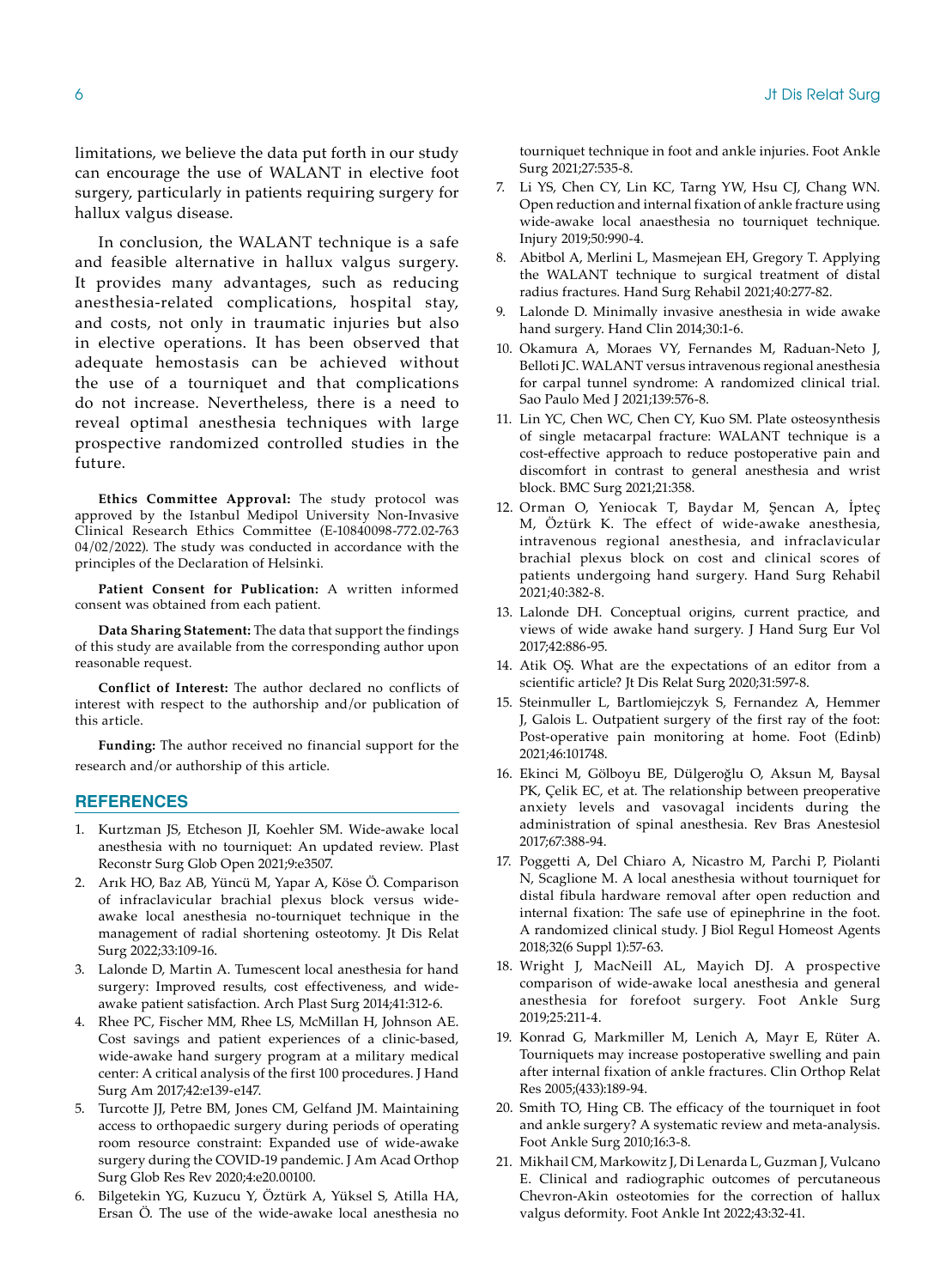limitations, we believe the data put forth in our study can encourage the use of WALANT in elective foot surgery, particularly in patients requiring surgery for hallux valgus disease.

In conclusion, the WALANT technique is a safe and feasible alternative in hallux valgus surgery. It provides many advantages, such as reducing anesthesia-related complications, hospital stay, and costs, not only in traumatic injuries but also in elective operations. It has been observed that adequate hemostasis can be achieved without the use of a tourniquet and that complications do not increase. Nevertheless, there is a need to reveal optimal anesthesia techniques with large prospective randomized controlled studies in the future.

**Ethics Committee Approval:** The study protocol was approved by the Istanbul Medipol University Non-Invasive Clinical Research Ethics Committee (E-10840098-772.02-763 04/02/2022). The study was conducted in accordance with the principles of the Declaration of Helsinki.

**Patient Consent for Publication:** A written informed consent was obtained from each patient.

**Data Sharing Statement:** The data that support the findings of this study are available from the corresponding author upon reasonable request.

**Conflict of Interest:** The author declared no conflicts of interest with respect to the authorship and/or publication of this article.

**Funding:** The author received no financial support for the research and/or authorship of this article.

## REFERENCES

1. Kurtzman JS, Etcheson JI, Koehler SM. Wide-awake local anesthesia with no tourniquet: An updated review. Plast Reconstr Surg Glob Open 2021;9:e3507.
2. Arık HO, Baz AB, Yüncü M, Yapar A, Köse Ö. Comparison of infraclavicular brachial plexus block versus wide-awake local anesthesia no-tourniquet technique in the management of radial shortening osteotomy. Jt Dis Relat Surg 2022;33:109-16.
3. Lalonde D, Martin A. Tumescent local anesthesia for hand surgery: Improved results, cost effectiveness, and wide-awake patient satisfaction. Arch Plast Surg 2014;41:312-6.
4. Rhee PC, Fischer MM, Rhee LS, McMillan H, Johnson AE. Cost savings and patient experiences of a clinic-based, wide-awake hand surgery program at a military medical center: A critical analysis of the first 100 procedures. J Hand Surg Am 2017;42:e139-e147.
5. Turcotte JJ, Petre BM, Jones CM, Gelfand JM. Maintaining access to orthopaedic surgery during periods of operating room resource constraint: Expanded use of wide-awake surgery during the COVID-19 pandemic. J Am Acad Orthop Surg Glob Res Rev 2020;4:e20.00100.
6. Bilgetekin YG, Kuzucu Y, Öztürk A, Yüksel S, Atilla HA, Ersan Ö. The use of the wide-awake local anesthesia no tourniquet technique in foot and ankle injuries. Foot Ankle Surg 2021;27:535-8.
7. Li YS, Chen CY, Lin KC, Tarng YW, Hsu CJ, Chang WN. Open reduction and internal fixation of ankle fracture using wide-awake local anaesthesia no tourniquet technique. Injury 2019;50:990-4.
8. Abitbol A, Merlini L, Masmejean EH, Gregory T. Applying the WALANT technique to surgical treatment of distal radius fractures. Hand Surg Rehabil 2021;40:277-82.
9. Lalonde D. Minimally invasive anesthesia in wide awake hand surgery. Hand Clin 2014;30:1-6.
10. Okamura A, Moraes VY, Fernandes M, Raduan-Neto J, Belloti JC. WALANT versus intravenous regional anesthesia for carpal tunnel syndrome: A randomized clinical trial. Sao Paulo Med J 2021;139:576-8.
11. Lin YC, Chen WC, Chen CY, Kuo SM. Plate osteosynthesis of single metacarpal fracture: WALANT technique is a cost-effective approach to reduce postoperative pain and discomfort in contrast to general anesthesia and wrist block. BMC Surg 2021;21:358.
12. Orman O, Yeniocak T, Baydar M, Şencan A, İpteç M, Öztürk K. The effect of wide-awake anesthesia, intravenous regional anesthesia, and infraclavicular brachial plexus block on cost and clinical scores of patients undergoing hand surgery. Hand Surg Rehabil 2021;40:382-8.
13. Lalonde DH. Conceptual origins, current practice, and views of wide awake hand surgery. J Hand Surg Eur Vol 2017;42:886-95.
14. Atik OŞ. What are the expectations of an editor from a scientific article? Jt Dis Relat Surg 2020;31:597-8.
15. Steinmuller L, Bartlomiejczyk S, Fernandez A, Hemmer J, Galois L. Outpatient surgery of the first ray of the foot: Post-operative pain monitoring at home. Foot (Edinb) 2021;46:101748.
16. Ekinci M, Gölboyu BE, Dülgeroğlu O, Aksun M, Baysal PK, Çelik EC, et at. The relationship between preoperative anxiety levels and vasovagal incidents during the administration of spinal anesthesia. Rev Bras Anestesiol 2017;67:388-94.
17. Poggetti A, Del Chiaro A, Nicastro M, Parchi P, Piolanti N, Scaglione M. A local anesthesia without tourniquet for distal fibula hardware removal after open reduction and internal fixation: The safe use of epinephrine in the foot. A randomized clinical study. J Biol Regul Homeost Agents 2018;32(6 Suppl 1):57-63.
18. Wright J, MacNeill AL, Mayich DJ. A prospective comparison of wide-awake local anesthesia and general anesthesia for forefoot surgery. Foot Ankle Surg 2019;25:211-4.
19. Konrad G, Markmiller M, Lenich A, Mayr E, Rüter A. Tourniquets may increase postoperative swelling and pain after internal fixation of ankle fractures. Clin Orthop Relat Res 2005;(433):189-94.
20. Smith TO, Hing CB. The efficacy of the tourniquet in foot and ankle surgery? A systematic review and meta-analysis. Foot Ankle Surg 2010;16:3-8.
21. Mikhail CM, Markowitz J, Di Lenarda L, Guzman J, Vulcano E. Clinical and radiographic outcomes of percutaneous Chevron-Akin osteotomies for the correction of hallux valgus deformity. Foot Ankle Int 2022;43:32-41.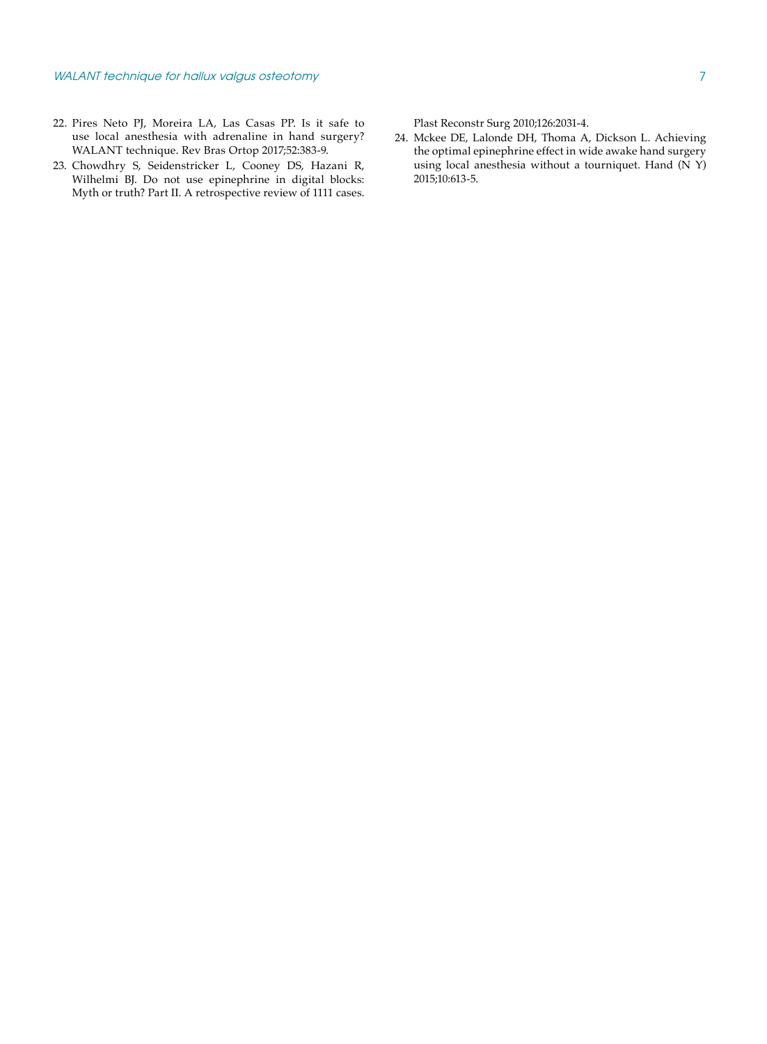22. Pires Neto PJ, Moreira LA, Las Casas PP. Is it safe to use local anesthesia with adrenaline in hand surgery? WALANT technique. Rev Bras Ortop 2017;52:383-9.
23. Chowdhry S, Seidenstricker L, Cooney DS, Hazani R, Wilhelmi BJ. Do not use epinephrine in digital blocks: Myth or truth? Part II. A retrospective review of 1111 cases. Plast Reconstr Surg 2010;126:2031-4.
24. Mckee DE, Lalonde DH, Thoma A, Dickson L. Achieving the optimal epinephrine effect in wide awake hand surgery using local anesthesia without a tourniquet. Hand (N Y) 2015;10:613-5.